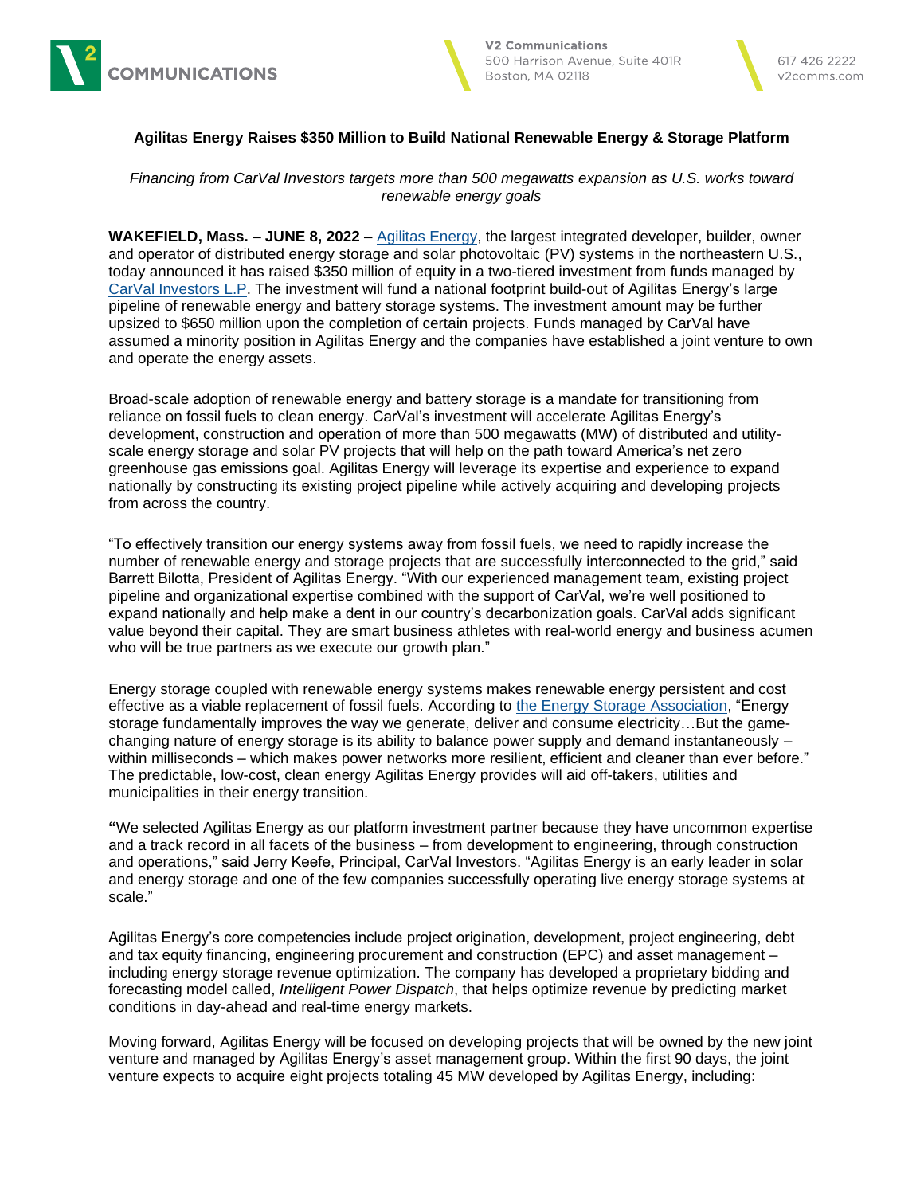V2 Communications
500 Harrison Avenue, Suite 401R
Boston, MA 02118

617 426 2222
v2comms.com

**Agilitas Energy Raises $350 Million to Build National Renewable Energy & Storage Platform**

*Financing from CarVal Investors targets more than 500 megawatts expansion as U.S. works toward renewable energy goals*

**WAKEFIELD, Mass. – JUNE 8, 2022 –** Agilitas Energy, the largest integrated developer, builder, owner and operator of distributed energy storage and solar photovoltaic (PV) systems in the northeastern U.S., today announced it has raised $350 million of equity in a two-tiered investment from funds managed by CarVal Investors L.P. The investment will fund a national footprint build-out of Agilitas Energy's large pipeline of renewable energy and battery storage systems. The investment amount may be further upsized to $650 million upon the completion of certain projects. Funds managed by CarVal have assumed a minority position in Agilitas Energy and the companies have established a joint venture to own and operate the energy assets.

Broad-scale adoption of renewable energy and battery storage is a mandate for transitioning from reliance on fossil fuels to clean energy. CarVal's investment will accelerate Agilitas Energy's development, construction and operation of more than 500 megawatts (MW) of distributed and utility-scale energy storage and solar PV projects that will help on the path toward America's net zero greenhouse gas emissions goal. Agilitas Energy will leverage its expertise and experience to expand nationally by constructing its existing project pipeline while actively acquiring and developing projects from across the country.

"To effectively transition our energy systems away from fossil fuels, we need to rapidly increase the number of renewable energy and storage projects that are successfully interconnected to the grid," said Barrett Bilotta, President of Agilitas Energy. "With our experienced management team, existing project pipeline and organizational expertise combined with the support of CarVal, we're well positioned to expand nationally and help make a dent in our country's decarbonization goals. CarVal adds significant value beyond their capital. They are smart business athletes with real-world energy and business acumen who will be true partners as we execute our growth plan."

Energy storage coupled with renewable energy systems makes renewable energy persistent and cost effective as a viable replacement of fossil fuels. According to the Energy Storage Association, "Energy storage fundamentally improves the way we generate, deliver and consume electricity…But the game-changing nature of energy storage is its ability to balance power supply and demand instantaneously – within milliseconds – which makes power networks more resilient, efficient and cleaner than ever before." The predictable, low-cost, clean energy Agilitas Energy provides will aid off-takers, utilities and municipalities in their energy transition.

"We selected Agilitas Energy as our platform investment partner because they have uncommon expertise and a track record in all facets of the business – from development to engineering, through construction and operations," said Jerry Keefe, Principal, CarVal Investors. "Agilitas Energy is an early leader in solar and energy storage and one of the few companies successfully operating live energy storage systems at scale."

Agilitas Energy's core competencies include project origination, development, project engineering, debt and tax equity financing, engineering procurement and construction (EPC) and asset management – including energy storage revenue optimization. The company has developed a proprietary bidding and forecasting model called, *Intelligent Power Dispatch*, that helps optimize revenue by predicting market conditions in day-ahead and real-time energy markets.

Moving forward, Agilitas Energy will be focused on developing projects that will be owned by the new joint venture and managed by Agilitas Energy's asset management group. Within the first 90 days, the joint venture expects to acquire eight projects totaling 45 MW developed by Agilitas Energy, including: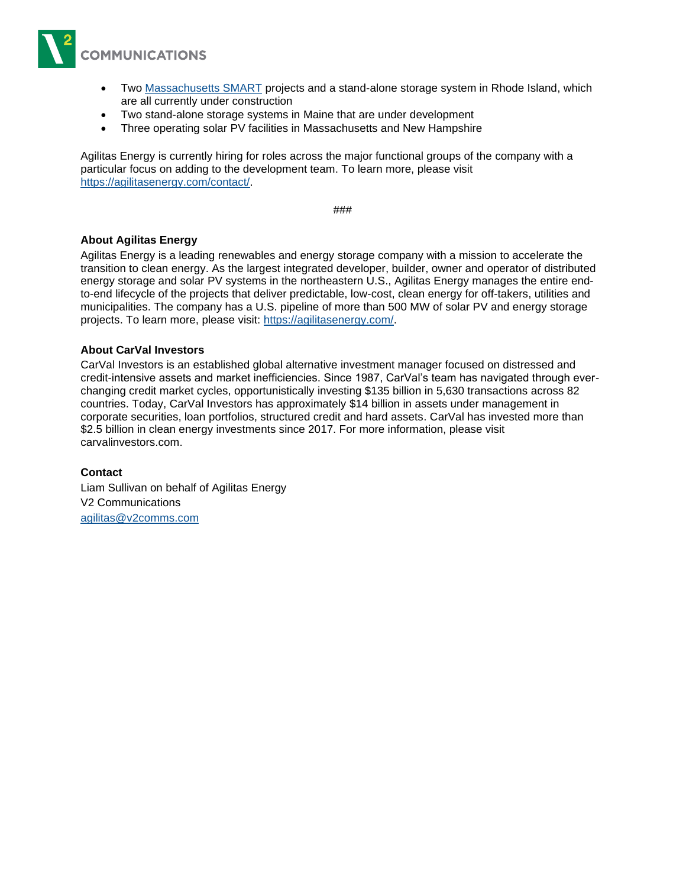- Two [Massachusetts SMART](#) projects and a stand-alone storage system in Rhode Island, which are all currently under construction
- Two stand-alone storage systems in Maine that are under development
- Three operating solar PV facilities in Massachusetts and New Hampshire

Agilitas Energy is currently hiring for roles across the major functional groups of the company with a particular focus on adding to the development team. To learn more, please visit https://agilitasenergy.com/contact/.

###

**About Agilitas Energy**

Agilitas Energy is a leading renewables and energy storage company with a mission to accelerate the transition to clean energy. As the largest integrated developer, builder, owner and operator of distributed energy storage and solar PV systems in the northeastern U.S., Agilitas Energy manages the entire end-to-end lifecycle of the projects that deliver predictable, low-cost, clean energy for off-takers, utilities and municipalities. The company has a U.S. pipeline of more than 500 MW of solar PV and energy storage projects. To learn more, please visit: https://agilitasenergy.com/.

**About CarVal Investors**

CarVal Investors is an established global alternative investment manager focused on distressed and credit-intensive assets and market inefficiencies. Since 1987, CarVal's team has navigated through ever-changing credit market cycles, opportunistically investing $135 billion in 5,630 transactions across 82 countries. Today, CarVal Investors has approximately $14 billion in assets under management in corporate securities, loan portfolios, structured credit and hard assets. CarVal has invested more than $2.5 billion in clean energy investments since 2017. For more information, please visit carvalinvestors.com.

**Contact**

Liam Sullivan on behalf of Agilitas Energy
V2 Communications
agilitas@v2comms.com